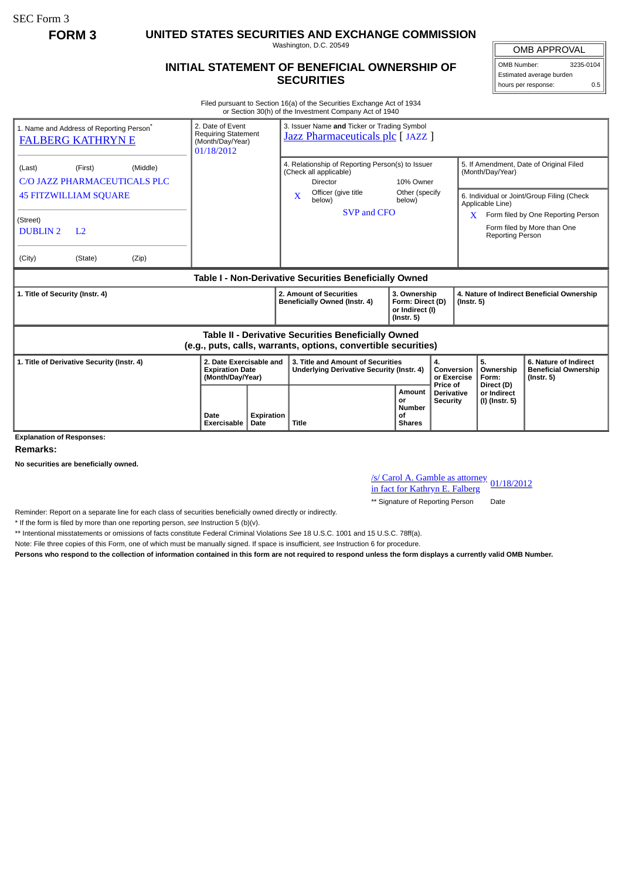SEC Form 3

**FORM 3**

# UNITED STATES SECURITIES AND EXCHANGE COMMISSION

Washington, D.C. 20549

## INITIAL STATEMENT OF BENEFICIAL OWNERSHIP OF SECURITIES

| OMB APPROVAL | |
|---|---|
| OMB Number: | 3235-0104 |
| Estimated average burden hours per response: | 0.5 |

Filed pursuant to Section 16(a) of the Securities Exchange Act of 1934 or Section 30(h) of the Investment Company Act of 1940

| 1. Name and Address of Reporting Person* | 2. Date of Event Requiring Statement (Month/Day/Year) | 3. Issuer Name and Ticker or Trading Symbol |
|---|---|---|
| FALBERG KATHRYN E | 01/18/2012 | Jazz Pharmaceuticals plc [ JAZZ ] |
| (Last) (First) (Middle) C/O JAZZ PHARMACEUTICALS PLC 45 FITZWILLIAM SQUARE | | 4. Relationship of Reporting Person(s) to Issuer (Check all applicable): Director; 10% Owner; X Officer (give title below); Other (specify below) — SVP and CFO |
| (Street) DUBLIN 2 L2 | | 5. If Amendment, Date of Original Filed (Month/Day/Year) |
| (City) (State) (Zip) | | 6. Individual or Joint/Group Filing (Check Applicable Line): X Form filed by One Reporting Person; Form filed by More than One Reporting Person |

### Table I - Non-Derivative Securities Beneficially Owned

| 1. Title of Security (Instr. 4) | 2. Amount of Securities Beneficially Owned (Instr. 4) | 3. Ownership Form: Direct (D) or Indirect (I) (Instr. 5) | 4. Nature of Indirect Beneficial Ownership (Instr. 5) |
|---|---|---|---|

### Table II - Derivative Securities Beneficially Owned (e.g., puts, calls, warrants, options, convertible securities)

| 1. Title of Derivative Security (Instr. 4) | 2. Date Exercisable and Expiration Date (Month/Day/Year) | | 3. Title and Amount of Securities Underlying Derivative Security (Instr. 4) | | 4. Conversion or Exercise Price of Derivative Security | 5. Ownership Form: Direct (D) or Indirect (I) (Instr. 5) | 6. Nature of Indirect Beneficial Ownership (Instr. 5) |
|---|---|---|---|---|---|---|---|
| | Date Exercisable | Expiration Date | Title | Amount or Number of Shares | | | |

**Explanation of Responses:**

**Remarks:**

**No securities are beneficially owned.**

/s/ Carol A. Gamble as attorney in fact for Kathryn E. Falberg 01/18/2012

** Signature of Reporting Person Date

Reminder: Report on a separate line for each class of securities beneficially owned directly or indirectly.

* If the form is filed by more than one reporting person, *see* Instruction 5 (b)(v).

** Intentional misstatements or omissions of facts constitute Federal Criminal Violations *See* 18 U.S.C. 1001 and 15 U.S.C. 78ff(a).

Note: File three copies of this Form, one of which must be manually signed. If space is insufficient, *see* Instruction 6 for procedure.

**Persons who respond to the collection of information contained in this form are not required to respond unless the form displays a currently valid OMB Number.**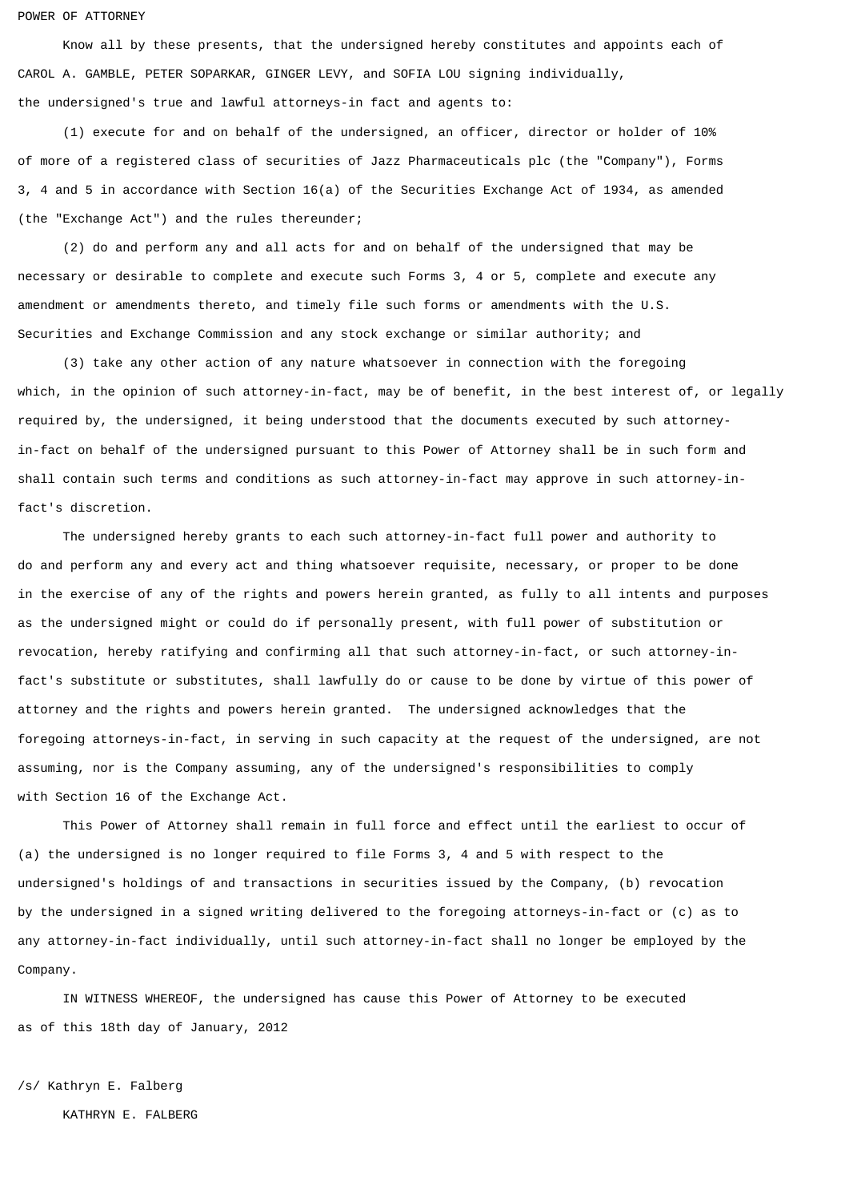POWER OF ATTORNEY

Know all by these presents, that the undersigned hereby constitutes and appoints each of CAROL A. GAMBLE, PETER SOPARKAR, GINGER LEVY, and SOFIA LOU signing individually, the undersigned's true and lawful attorneys-in fact and agents to:

(1) execute for and on behalf of the undersigned, an officer, director or holder of 10% of more of a registered class of securities of Jazz Pharmaceuticals plc (the "Company"), Forms 3, 4 and 5 in accordance with Section 16(a) of the Securities Exchange Act of 1934, as amended (the "Exchange Act") and the rules thereunder;

(2) do and perform any and all acts for and on behalf of the undersigned that may be necessary or desirable to complete and execute such Forms 3, 4 or 5, complete and execute any amendment or amendments thereto, and timely file such forms or amendments with the U.S. Securities and Exchange Commission and any stock exchange or similar authority; and

(3) take any other action of any nature whatsoever in connection with the foregoing which, in the opinion of such attorney-in-fact, may be of benefit, in the best interest of, or legally required by, the undersigned, it being understood that the documents executed by such attorney-in-fact on behalf of the undersigned pursuant to this Power of Attorney shall be in such form and shall contain such terms and conditions as such attorney-in-fact may approve in such attorney-in-fact's discretion.

The undersigned hereby grants to each such attorney-in-fact full power and authority to do and perform any and every act and thing whatsoever requisite, necessary, or proper to be done in the exercise of any of the rights and powers herein granted, as fully to all intents and purposes as the undersigned might or could do if personally present, with full power of substitution or revocation, hereby ratifying and confirming all that such attorney-in-fact, or such attorney-in-fact's substitute or substitutes, shall lawfully do or cause to be done by virtue of this power of attorney and the rights and powers herein granted. The undersigned acknowledges that the foregoing attorneys-in-fact, in serving in such capacity at the request of the undersigned, are not assuming, nor is the Company assuming, any of the undersigned's responsibilities to comply with Section 16 of the Exchange Act.

This Power of Attorney shall remain in full force and effect until the earliest to occur of (a) the undersigned is no longer required to file Forms 3, 4 and 5 with respect to the undersigned's holdings of and transactions in securities issued by the Company, (b) revocation by the undersigned in a signed writing delivered to the foregoing attorneys-in-fact or (c) as to any attorney-in-fact individually, until such attorney-in-fact shall no longer be employed by the Company.

IN WITNESS WHEREOF, the undersigned has cause this Power of Attorney to be executed as of this 18th day of January, 2012

/s/ Kathryn E. Falberg

KATHRYN E. FALBERG